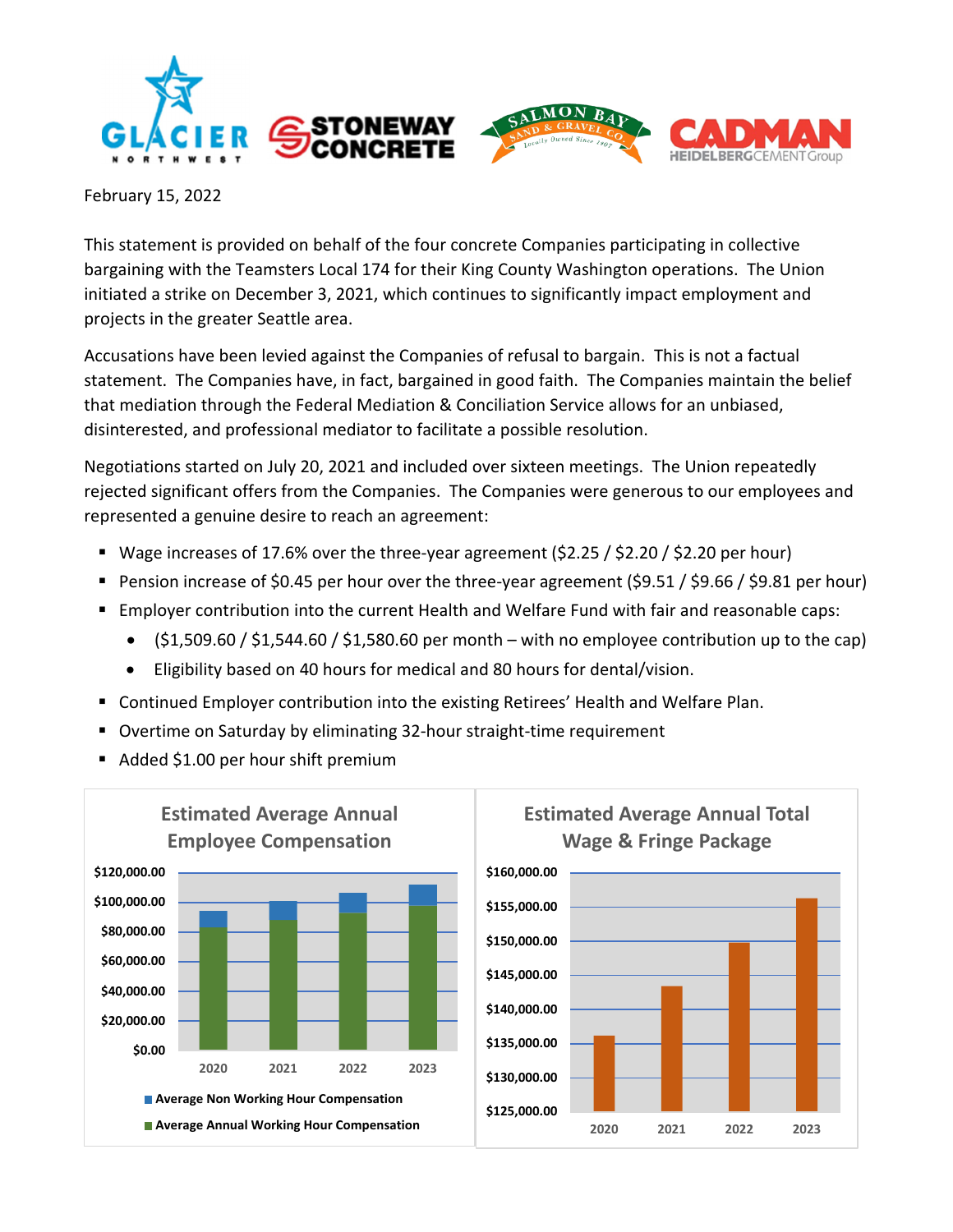February 15, 2022

This statement is provided on behalf of the four concrete Companies participating in collective bargaining with the Teamsters Local 174 for their King County Washington operations. The Union initiated a strike on December 3, 2021, which continues to significantly impact employment and projects in the greater Seattle area.

Accusations have been levied against the Companies of refusal to bargain. This is not a factual statement. The Companies have, in fact, bargained in good faith. The Companies maintain the belief that mediation through the Federal Mediation & Conciliation Service allows for an unbiased, disinterested, and professional mediator to facilitate a possible resolution.

Negotiations started on July 20, 2021 and included over sixteen meetings. The Union repeatedly rejected significant offers from the Companies. The Companies were generous to our employees and represented a genuine desire to reach an agreement:

- Wage increases of 17.6% over the three-year agreement ($2.25 / $2.20 / $2.20 per hour)
- Pension increase of $0.45 per hour over the three-year agreement ($9.51 / $9.66 / $9.81 per hour)
- Employer contribution into the current Health and Welfare Fund with fair and reasonable caps:
  - ($1,509.60 / $1,544.60 / $1,580.60 per month – with no employee contribution up to the cap)
  - Eligibility based on 40 hours for medical and 80 hours for dental/vision.
- Continued Employer contribution into the existing Retirees' Health and Welfare Plan.
- Overtime on Saturday by eliminating 32-hour straight-time requirement
- Added $1.00 per hour shift premium

**Estimated Average Annual Employee Compensation**

(Chart: years 2020, 2021, 2022, 2023; axis $0.00 – $120,000.00; legend: Average Non Working Hour Compensation; Average Annual Working Hour Compensation)

**Estimated Average Annual Total Wage & Fringe Package**

(Chart: years 2020, 2021, 2022, 2023; axis $125,000.00 – $160,000.00)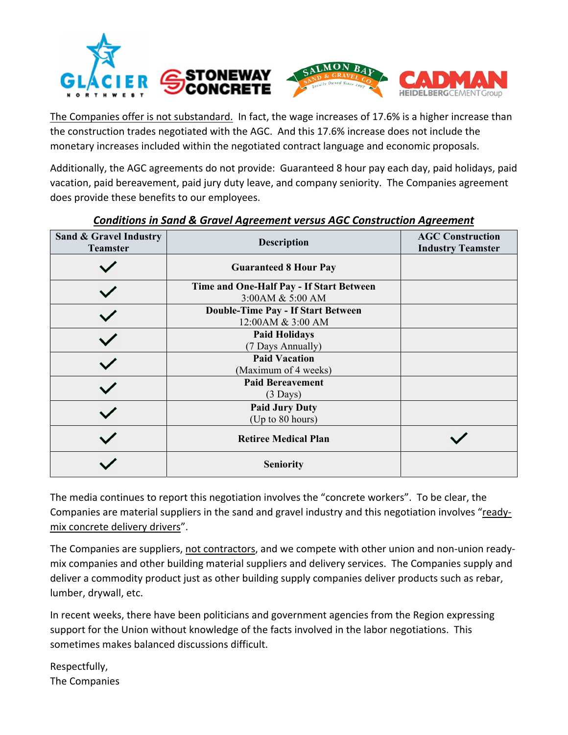<u>The Companies offer is not substandard.</u> In fact, the wage increases of 17.6% is a higher increase than the construction trades negotiated with the AGC. And this 17.6% increase does not include the monetary increases included within the negotiated contract language and economic proposals.

Additionally, the AGC agreements do not provide: Guaranteed 8 hour pay each day, paid holidays, paid vacation, paid bereavement, paid jury duty leave, and company seniority. The Companies agreement does provide these benefits to our employees.

***<u>Conditions in Sand & Gravel Agreement versus AGC Construction Agreement</u>***

| Sand & Gravel Industry Teamster | Description | AGC Construction Industry Teamster |
|---|---|---|
| ✓ | **Guaranteed 8 Hour Pay** | |
| ✓ | **Time and One-Half Pay - If Start Between** 3:00AM & 5:00 AM | |
| ✓ | **Double-Time Pay - If Start Between** 12:00AM & 3:00 AM | |
| ✓ | **Paid Holidays** (7 Days Annually) | |
| ✓ | **Paid Vacation** (Maximum of 4 weeks) | |
| ✓ | **Paid Bereavement** (3 Days) | |
| ✓ | **Paid Jury Duty** (Up to 80 hours) | |
| ✓ | **Retiree Medical Plan** | ✓ |
| ✓ | **Seniority** | |

The media continues to report this negotiation involves the "concrete workers". To be clear, the Companies are material suppliers in the sand and gravel industry and this negotiation involves "<u>ready-mix concrete delivery drivers</u>".

The Companies are suppliers, <u>not contractors</u>, and we compete with other union and non-union ready-mix companies and other building material suppliers and delivery services. The Companies supply and deliver a commodity product just as other building supply companies deliver products such as rebar, lumber, drywall, etc.

In recent weeks, there have been politicians and government agencies from the Region expressing support for the Union without knowledge of the facts involved in the labor negotiations. This sometimes makes balanced discussions difficult.

Respectfully,
The Companies